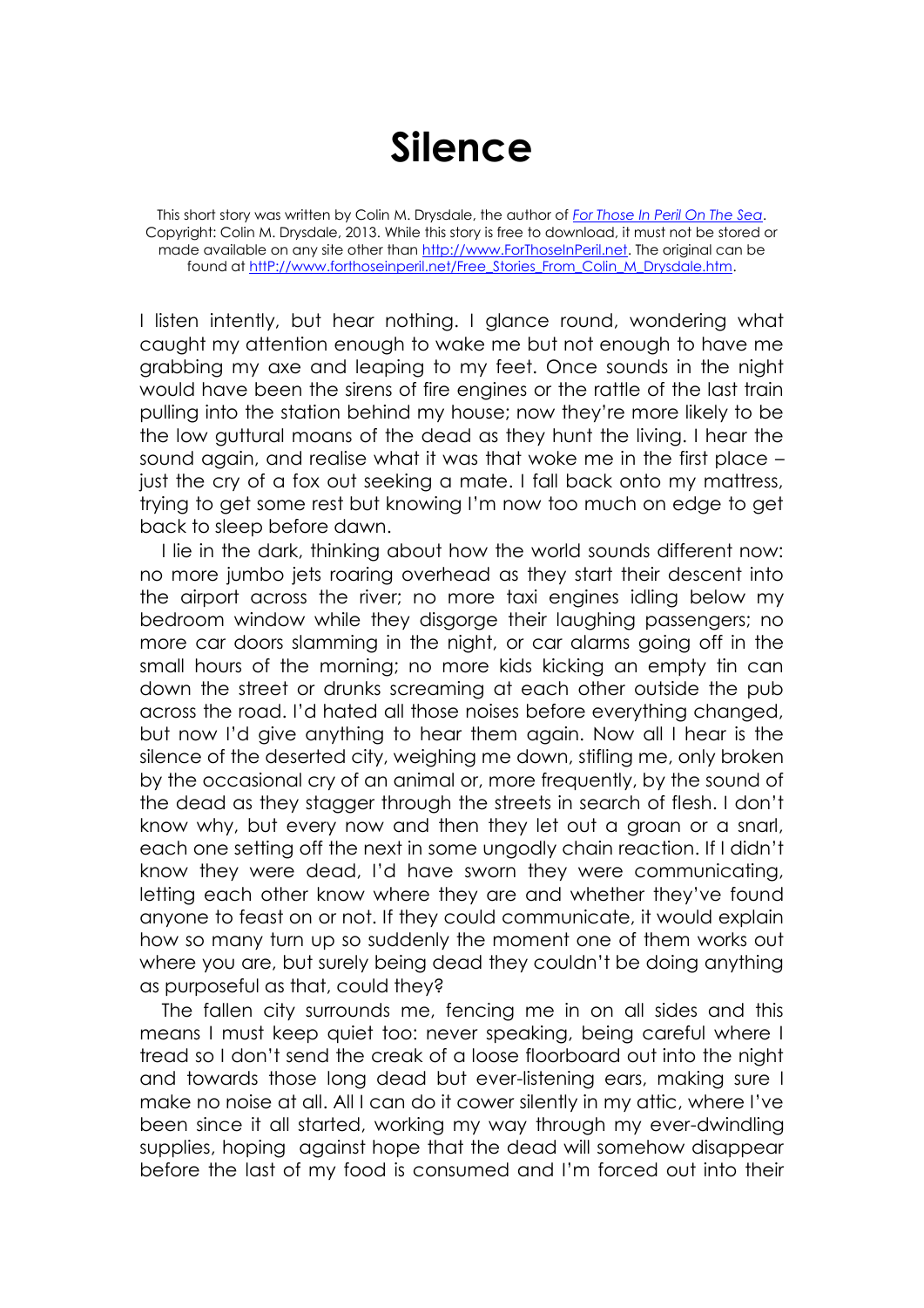# Silence

This short story was written by Colin M. Drysdale, the author of *For Those In Peril On The Sea*. Copyright: Colin M. Drysdale, 2013. While this story is free to download, it must not be stored or made available on any site other than http://www.ForThoseInPeril.net. The original can be found at httP://www.forthoseinperil.net/Free_Stories_From_Colin_M_Drysdale.htm.

I listen intently, but hear nothing. I glance round, wondering what caught my attention enough to wake me but not enough to have me grabbing my axe and leaping to my feet. Once sounds in the night would have been the sirens of fire engines or the rattle of the last train pulling into the station behind my house; now they're more likely to be the low guttural moans of the dead as they hunt the living. I hear the sound again, and realise what it was that woke me in the first place – just the cry of a fox out seeking a mate. I fall back onto my mattress, trying to get some rest but knowing I'm now too much on edge to get back to sleep before dawn.

I lie in the dark, thinking about how the world sounds different now: no more jumbo jets roaring overhead as they start their descent into the airport across the river; no more taxi engines idling below my bedroom window while they disgorge their laughing passengers; no more car doors slamming in the night, or car alarms going off in the small hours of the morning; no more kids kicking an empty tin can down the street or drunks screaming at each other outside the pub across the road. I'd hated all those noises before everything changed, but now I'd give anything to hear them again. Now all I hear is the silence of the deserted city, weighing me down, stifling me, only broken by the occasional cry of an animal or, more frequently, by the sound of the dead as they stagger through the streets in search of flesh. I don't know why, but every now and then they let out a groan or a snarl, each one setting off the next in some ungodly chain reaction. If I didn't know they were dead, I'd have sworn they were communicating, letting each other know where they are and whether they've found anyone to feast on or not. If they could communicate, it would explain how so many turn up so suddenly the moment one of them works out where you are, but surely being dead they couldn't be doing anything as purposeful as that, could they?

The fallen city surrounds me, fencing me in on all sides and this means I must keep quiet too: never speaking, being careful where I tread so I don't send the creak of a loose floorboard out into the night and towards those long dead but ever-listening ears, making sure I make no noise at all. All I can do it cower silently in my attic, where I've been since it all started, working my way through my ever-dwindling supplies, hoping against hope that the dead will somehow disappear before the last of my food is consumed and I'm forced out into their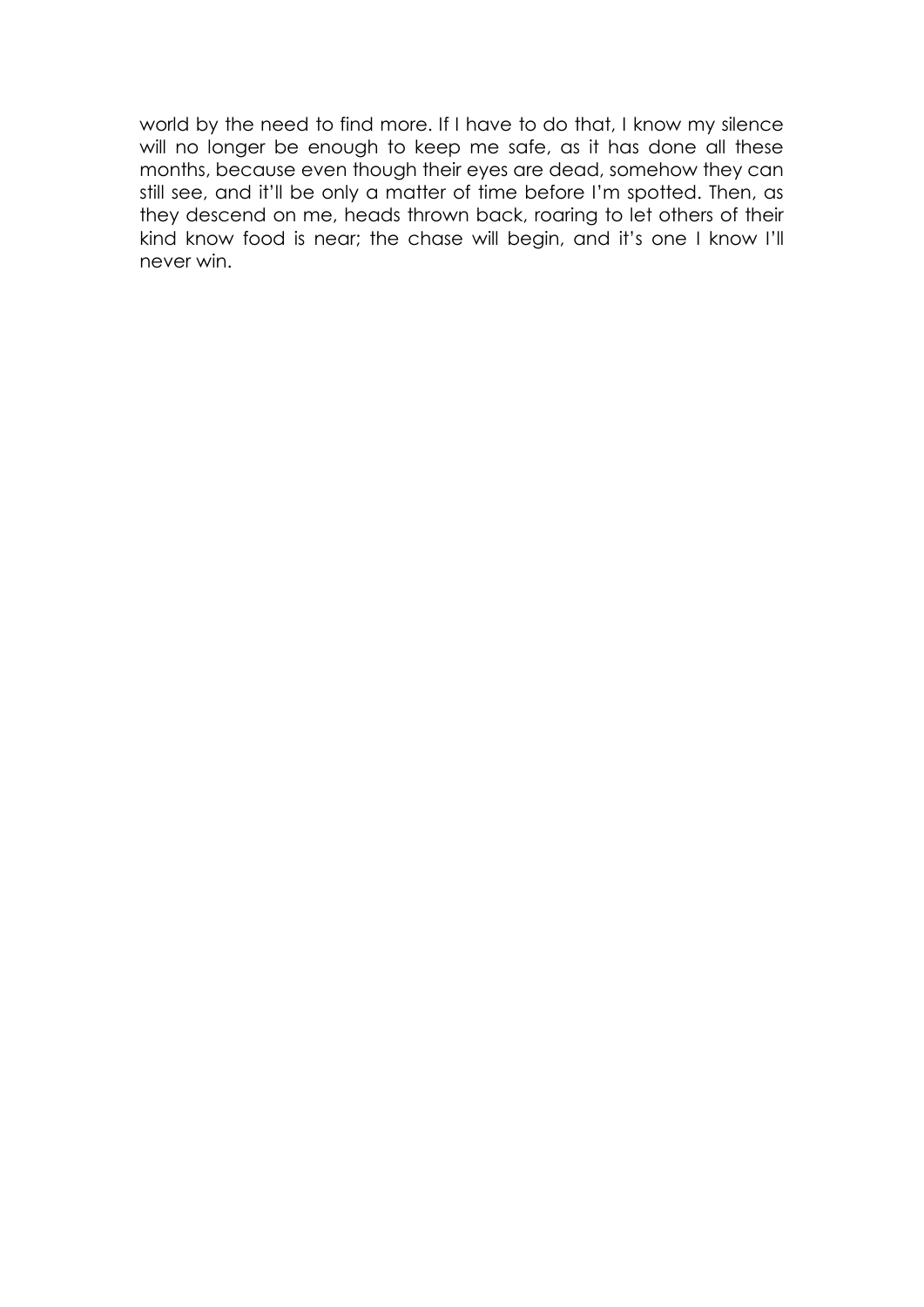world by the need to find more. If I have to do that, I know my silence will no longer be enough to keep me safe, as it has done all these months, because even though their eyes are dead, somehow they can still see, and it'll be only a matter of time before I'm spotted. Then, as they descend on me, heads thrown back, roaring to let others of their kind know food is near; the chase will begin, and it's one I know I'll never win.